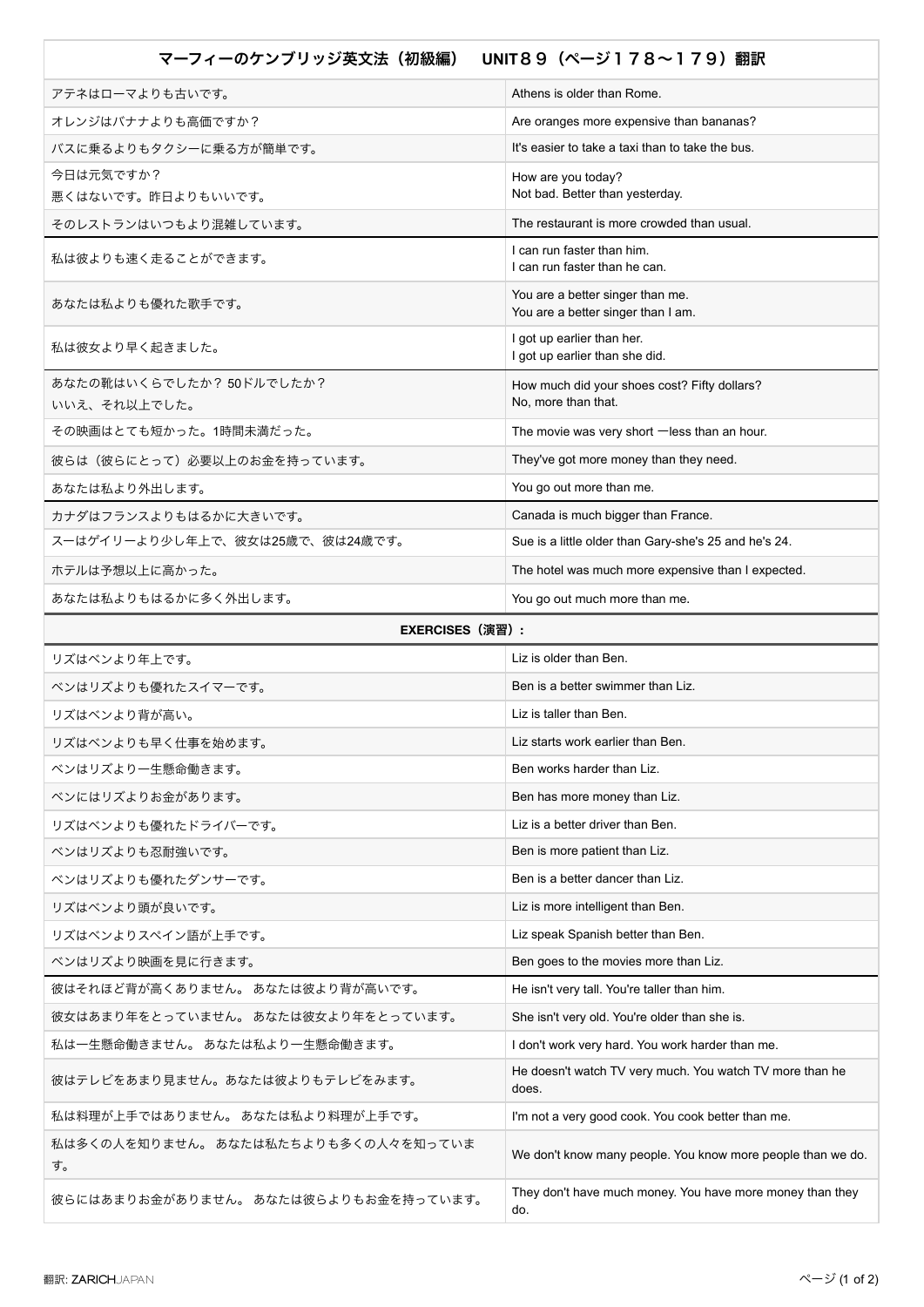| マーフィーのケンブリッジ英文法（初級編）　UNIT８９（ページ１７８〜１７９）翻訳 | |
|---|---|
| アテネはローマよりも古いです。 | Athens is older than Rome. |
| オレンジはバナナよりも高価ですか？ | Are oranges more expensive than bananas? |
| バスに乗るよりもタクシーに乗る方が簡単です。 | It's easier to take a taxi than to take the bus. |
| 今日は元気ですか？<br>悪くはないです。昨日よりもいいです。 | How are you today?<br>Not bad. Better than yesterday. |
| そのレストランはいつもより混雑しています。 | The restaurant is more crowded than usual. |
| 私は彼よりも速く走ることができます。 | I can run faster than him.<br>I can run faster than he can. |
| あなたは私よりも優れた歌手です。 | You are a better singer than me.<br>You are a better singer than I am. |
| 私は彼女より早く起きました。 | I got up earlier than her.<br>I got up earlier than she did. |
| あなたの靴はいくらでしたか？ 50ドルでしたか？<br>いいえ、それ以上でした。 | How much did your shoes cost? Fifty dollars?<br>No, more than that. |
| その映画はとても短かった。1時間未満だった。 | The movie was very short ーless than an hour. |
| 彼らは（彼らにとって）必要以上のお金を持っています。 | They've got more money than they need. |
| あなたは私より外出します。 | You go out more than me. |
| カナダはフランスよりもはるかに大きいです。 | Canada is much bigger than France. |
| スーはゲイリーより少し年上で、彼女は25歳で、彼は24歳です。 | Sue is a little older than Gary-she's 25 and he's 24. |
| ホテルは予想以上に高かった。 | The hotel was much more expensive than I expected. |
| あなたは私よりもはるかに多く外出します。 | You go out much more than me. |
| **EXERCISES（演習）:** | |
| リズはベンより年上です。 | Liz is older than Ben. |
| ベンはリズよりも優れたスイマーです。 | Ben is a better swimmer than Liz. |
| リズはベンより背が高い。 | Liz is taller than Ben. |
| リズはベンよりも早く仕事を始めます。 | Liz starts work earlier than Ben. |
| ベンはリズより一生懸命働きます。 | Ben works harder than Liz. |
| ベンにはリズよりお金があります。 | Ben has more money than Liz. |
| リズはベンよりも優れたドライバーです。 | Liz is a better driver than Ben. |
| ベンはリズよりも忍耐強いです。 | Ben is more patient than Liz. |
| ベンはリズよりも優れたダンサーです。 | Ben is a better dancer than Liz. |
| リズはベンより頭が良いです。 | Liz is more intelligent than Ben. |
| リズはベンよりスペイン語が上手です。 | Liz speak Spanish better than Ben. |
| ベンはリズより映画を見に行きます。 | Ben goes to the movies more than Liz. |
| 彼はそれほど背が高くありません。 あなたは彼より背が高いです。 | He isn't very tall. You're taller than him. |
| 彼女はあまり年をとっていません。 あなたは彼女より年をとっています。 | She isn't very old. You're older than she is. |
| 私は一生懸命働きません。 あなたは私より一生懸命働きます。 | I don't work very hard. You work harder than me. |
| 彼はテレビをあまり見ません。あなたは彼よりもテレビをみます。 | He doesn't watch TV very much. You watch TV more than he does. |
| 私は料理が上手ではありません。 あなたは私より料理が上手です。 | I'm not a very good cook. You cook better than me. |
| 私は多くの人を知りません。 あなたは私たちよりも多くの人々を知っています。 | We don't know many people. You know more people than we do. |
| 彼らにはあまりお金がありません。 あなたは彼らよりもお金を持っています。 | They don't have much money. You have more money than they do. |

翻訳: ZARICHJAPAN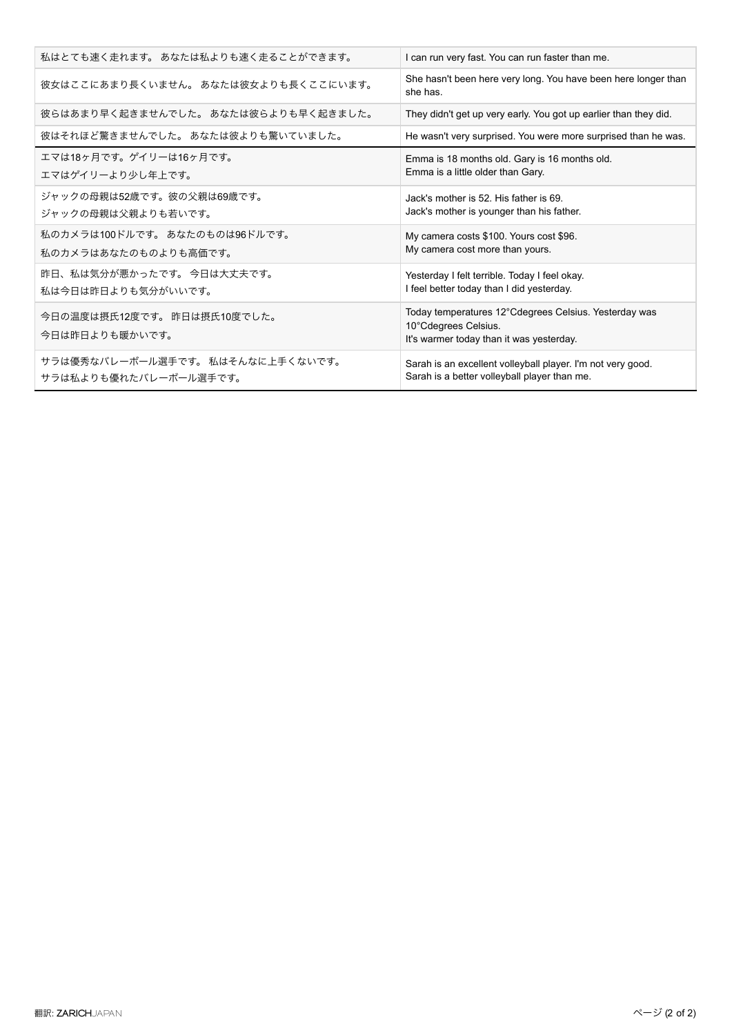| | |
|---|---|
| 私はとても速く走れます。 あなたは私よりも速く走ることができます。 | I can run very fast. You can run faster than me. |
| 彼女はここにあまり長くいません。 あなたは彼女よりも長くここにいます。 | She hasn't been here very long. You have been here longer than she has. |
| 彼らはあまり早く起きませんでした。 あなたは彼らよりも早く起きました。 | They didn't get up very early. You got up earlier than they did. |
| 彼はそれほど驚きませんでした。 あなたは彼よりも驚いていました。 | He wasn't very surprised. You were more surprised than he was. |
| エマは18ヶ月です。ゲイリーは16ヶ月です。<br>エマはゲイリーより少し年上です。 | Emma is 18 months old. Gary is 16 months old.<br>Emma is a little older than Gary. |
| ジャックの母親は52歳です。彼の父親は69歳です。<br>ジャックの母親は父親よりも若いです。 | Jack's mother is 52. His father is 69.<br>Jack's mother is younger than his father. |
| 私のカメラは100ドルです。 あなたのものは96ドルです。<br>私のカメラはあなたのものよりも高価です。 | My camera costs $100. Yours cost $96.<br>My camera cost more than yours. |
| 昨日、私は気分が悪かったです。 今日は大丈夫です。<br>私は今日は昨日よりも気分がいいです。 | Yesterday I felt terrible. Today I feel okay.<br>I feel better today than I did yesterday. |
| 今日の温度は摂氏12度です。 昨日は摂氏10度でした。<br>今日は昨日よりも暖かいです。 | Today temperatures 12°Cdegrees Celsius. Yesterday was 10°Cdegrees Celsius.<br>It's warmer today than it was yesterday. |
| サラは優秀なバレーボール選手です。 私はそんなに上手くないです。<br>サラは私よりも優れたバレーボール選手です。 | Sarah is an excellent volleyball player. I'm not very good.<br>Sarah is a better volleyball player than me. |

翻訳: ZARICHJAPAN